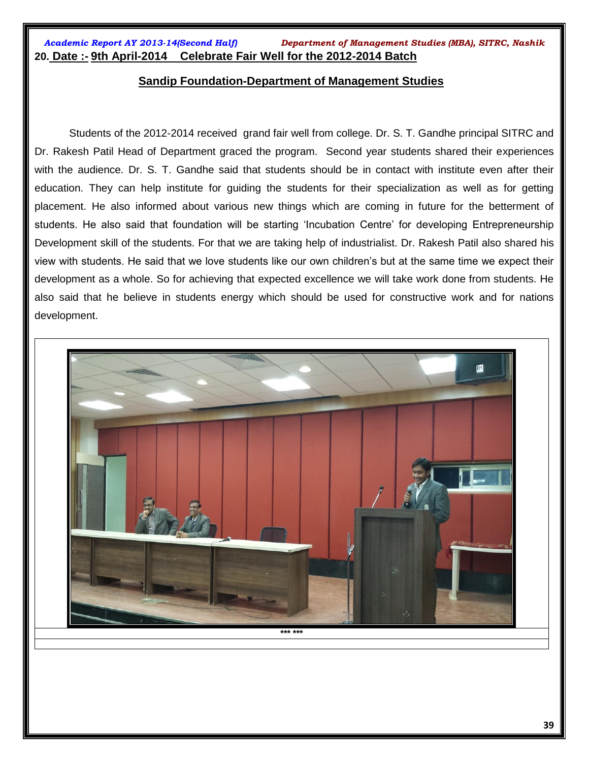## 20. Date :- 9th April-2014 Celebrate Fair Well for the 2012-2014 Batch

### Sandip Foundation-Department of Management Studies

Students of the 2012-2014 received grand fair well from college. Dr. S. T. Gandhe principal SITRC and Dr. Rakesh Patil Head of Department graced the program. Second year students shared their experiences with the audience. Dr. S. T. Gandhe said that students should be in contact with institute even after their education. They can help institute for guiding the students for their specialization as well as for getting placement. He also informed about various new things which are coming in future for the betterment of students. He also said that foundation will be starting 'Incubation Centre' for developing Entrepreneurship Development skill of the students. For that we are taking help of industrialist. Dr. Rakesh Patil also shared his view with students. He said that we love students like our own children's but at the same time we expect their development as a whole. So for achieving that expected excellence we will take work done from students. He also said that he believe in students energy which should be used for constructive work and for nations development.

*** ***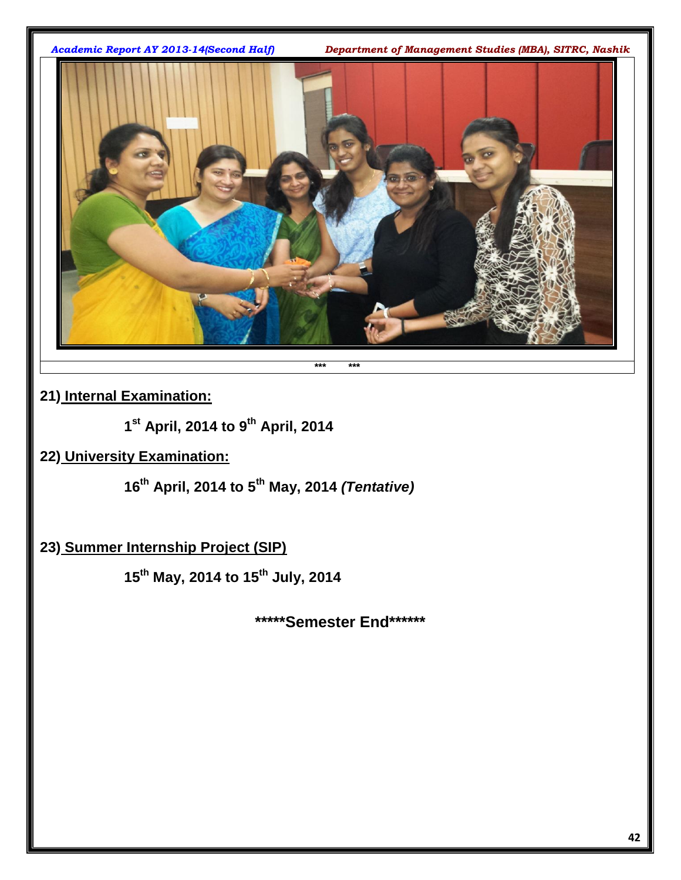*** ***

**21) Internal Examination:**

1st April, 2014 to 9th April, 2014

**22) University Examination:**

16th April, 2014 to 5th May, 2014 *(Tentative)*

**23) Summer Internship Project (SIP)**

15th May, 2014 to 15th July, 2014

*****Semester End******